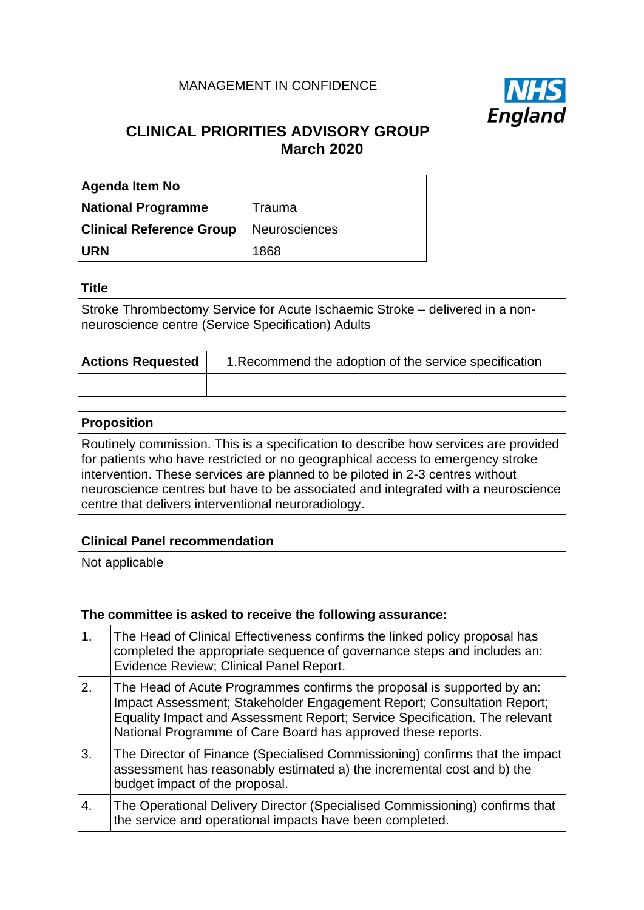MANAGEMENT IN CONFIDENCE

# CLINICAL PRIORITIES ADVISORY GROUP
## March 2020

| **Agenda Item No** | |
|---|---|
| **National Programme** | Trauma |
| **Clinical Reference Group** | Neurosciences |
| **URN** | 1868 |

| **Title** |
|---|
| Stroke Thrombectomy Service for Acute Ischaemic Stroke – delivered in a non-neuroscience centre (Service Specification) Adults |

| **Actions Requested** | 1.Recommend the adoption of the service specification |
|---|---|
| | |

| **Proposition** |
|---|
| Routinely commission. This is a specification to describe how services are provided for patients who have restricted or no geographical access to emergency stroke intervention. These services are planned to be piloted in 2-3 centres without neuroscience centres but have to be associated and integrated with a neuroscience centre that delivers interventional neuroradiology. |

| **Clinical Panel recommendation** |
|---|
| Not applicable |

| **The committee is asked to receive the following assurance:** | |
|---|---|
| 1. | The Head of Clinical Effectiveness confirms the linked policy proposal has completed the appropriate sequence of governance steps and includes an: Evidence Review; Clinical Panel Report. |
| 2. | The Head of Acute Programmes confirms the proposal is supported by an: Impact Assessment; Stakeholder Engagement Report; Consultation Report; Equality Impact and Assessment Report; Service Specification. The relevant National Programme of Care Board has approved these reports. |
| 3. | The Director of Finance (Specialised Commissioning) confirms that the impact assessment has reasonably estimated a) the incremental cost and b) the budget impact of the proposal. |
| 4. | The Operational Delivery Director (Specialised Commissioning) confirms that the service and operational impacts have been completed. |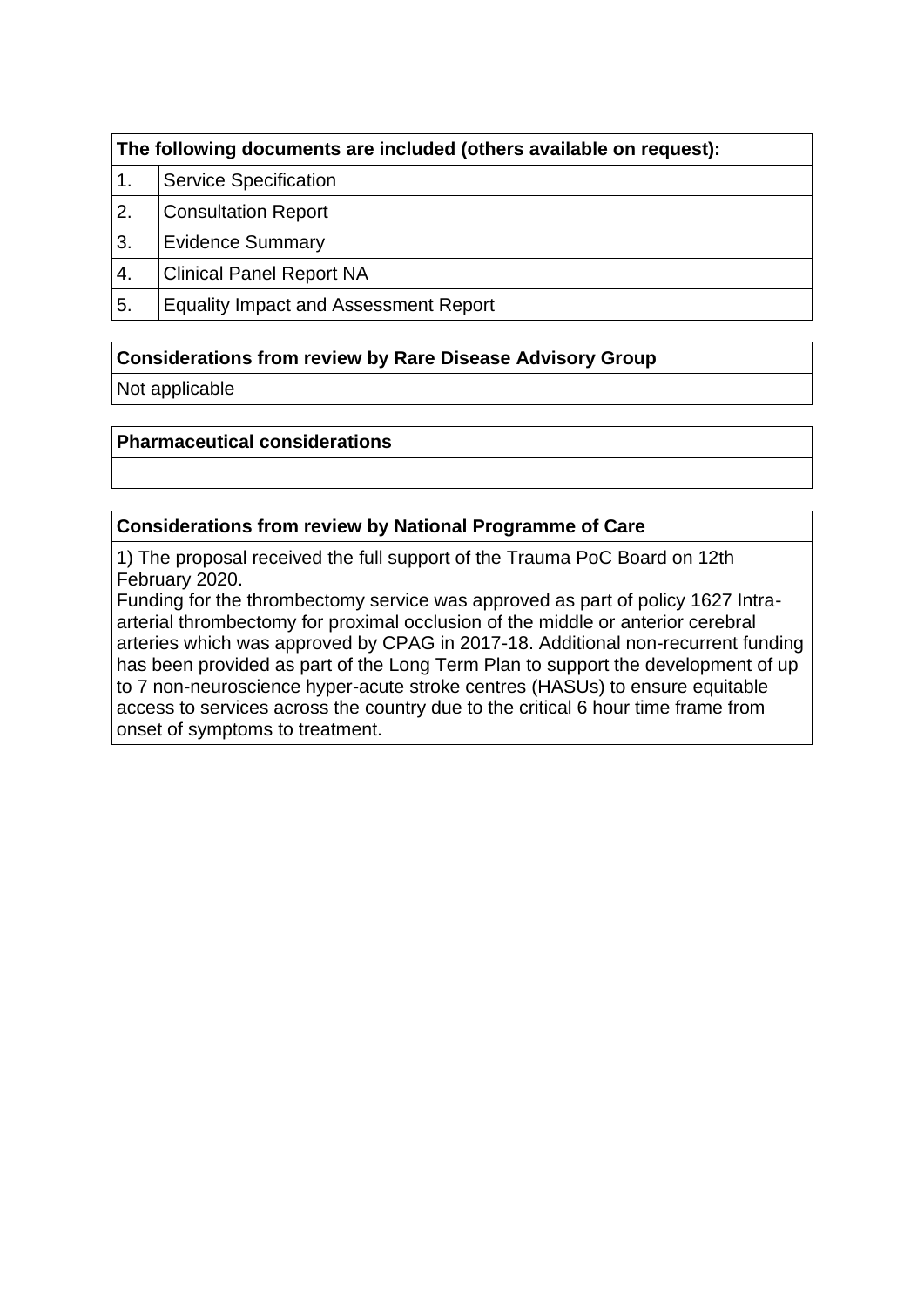| The following documents are included (others available on request): | |
|---|---|
| 1. | Service Specification |
| 2. | Consultation Report |
| 3. | Evidence Summary |
| 4. | Clinical Panel Report NA |
| 5. | Equality Impact and Assessment Report |

| Considerations from review by Rare Disease Advisory Group |
|---|
| Not applicable |

| Pharmaceutical considerations |
|---|
| |

| Considerations from review by National Programme of Care |
|---|
| 1) The proposal received the full support of the Trauma PoC Board on 12th February 2020.<br>Funding for the thrombectomy service was approved as part of policy 1627 Intra-arterial thrombectomy for proximal occlusion of the middle or anterior cerebral arteries which was approved by CPAG in 2017-18. Additional non-recurrent funding has been provided as part of the Long Term Plan to support the development of up to 7 non-neuroscience hyper-acute stroke centres (HASUs) to ensure equitable access to services across the country due to the critical 6 hour time frame from onset of symptoms to treatment. |